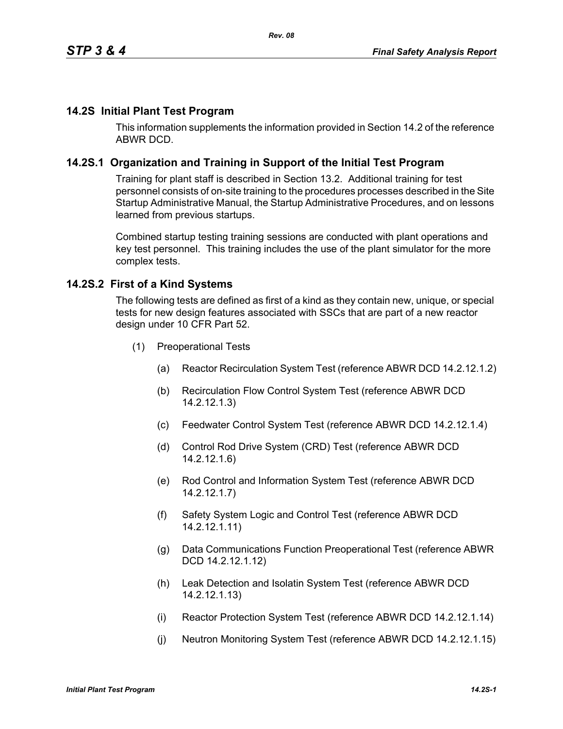## 14.2S Initial Plant Test Program

This information supplements the information provided in Section 14.2 of the reference ABWR DCD.

### 14.2S.1 Organization and Training in Support of the Initial Test Program

Training for plant staff is described in Section 13.2. Additional training for test personnel consists of on-site training to the procedures processes described in the Site Startup Administrative Manual, the Startup Administrative Procedures, and on lessons learned from previous startups.

Combined startup testing training sessions are conducted with plant operations and key test personnel. This training includes the use of the plant simulator for the more complex tests.

### 14.2S.2 First of a Kind Systems

The following tests are defined as first of a kind as they contain new, unique, or special tests for new design features associated with SSCs that are part of a new reactor design under 10 CFR Part 52.

(1) Preoperational Tests

   (a) Reactor Recirculation System Test (reference ABWR DCD 14.2.12.1.2)

   (b) Recirculation Flow Control System Test (reference ABWR DCD 14.2.12.1.3)

   (c) Feedwater Control System Test (reference ABWR DCD 14.2.12.1.4)

   (d) Control Rod Drive System (CRD) Test (reference ABWR DCD 14.2.12.1.6)

   (e) Rod Control and Information System Test (reference ABWR DCD 14.2.12.1.7)

   (f) Safety System Logic and Control Test (reference ABWR DCD 14.2.12.1.11)

   (g) Data Communications Function Preoperational Test (reference ABWR DCD 14.2.12.1.12)

   (h) Leak Detection and Isolatin System Test (reference ABWR DCD 14.2.12.1.13)

   (i) Reactor Protection System Test (reference ABWR DCD 14.2.12.1.14)

   (j) Neutron Monitoring System Test (reference ABWR DCD 14.2.12.1.15)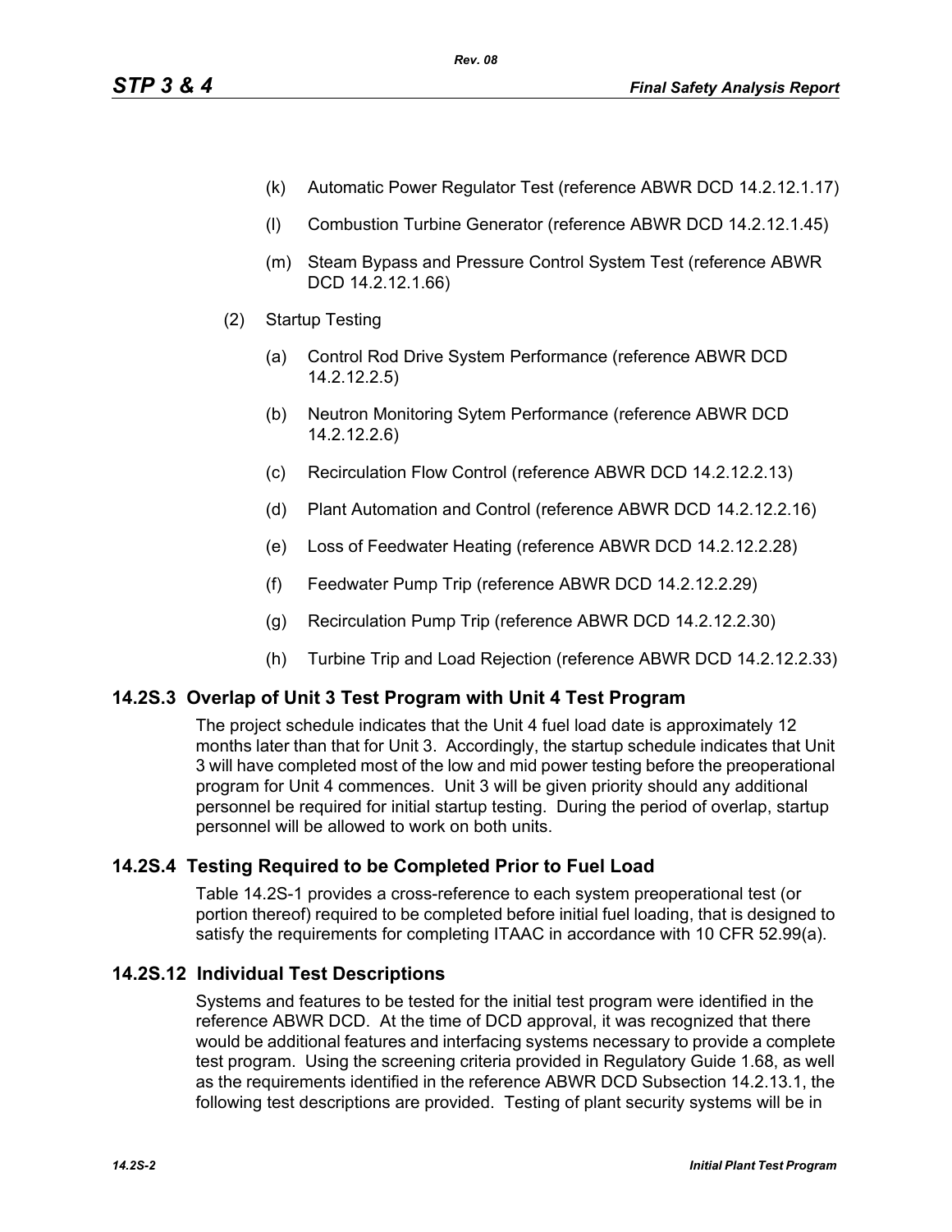- (k) Automatic Power Regulator Test (reference ABWR DCD 14.2.12.1.17)
- (l) Combustion Turbine Generator (reference ABWR DCD 14.2.12.1.45)
- (m) Steam Bypass and Pressure Control System Test (reference ABWR DCD 14.2.12.1.66)

(2) Startup Testing

- (a) Control Rod Drive System Performance (reference ABWR DCD 14.2.12.2.5)
- (b) Neutron Monitoring Sytem Performance (reference ABWR DCD 14.2.12.2.6)
- (c) Recirculation Flow Control (reference ABWR DCD 14.2.12.2.13)
- (d) Plant Automation and Control (reference ABWR DCD 14.2.12.2.16)
- (e) Loss of Feedwater Heating (reference ABWR DCD 14.2.12.2.28)
- (f) Feedwater Pump Trip (reference ABWR DCD 14.2.12.2.29)
- (g) Recirculation Pump Trip (reference ABWR DCD 14.2.12.2.30)
- (h) Turbine Trip and Load Rejection (reference ABWR DCD 14.2.12.2.33)

## 14.2S.3 Overlap of Unit 3 Test Program with Unit 4 Test Program

The project schedule indicates that the Unit 4 fuel load date is approximately 12 months later than that for Unit 3. Accordingly, the startup schedule indicates that Unit 3 will have completed most of the low and mid power testing before the preoperational program for Unit 4 commences. Unit 3 will be given priority should any additional personnel be required for initial startup testing. During the period of overlap, startup personnel will be allowed to work on both units.

## 14.2S.4 Testing Required to be Completed Prior to Fuel Load

Table 14.2S-1 provides a cross-reference to each system preoperational test (or portion thereof) required to be completed before initial fuel loading, that is designed to satisfy the requirements for completing ITAAC in accordance with 10 CFR 52.99(a).

## 14.2S.12 Individual Test Descriptions

Systems and features to be tested for the initial test program were identified in the reference ABWR DCD. At the time of DCD approval, it was recognized that there would be additional features and interfacing systems necessary to provide a complete test program. Using the screening criteria provided in Regulatory Guide 1.68, as well as the requirements identified in the reference ABWR DCD Subsection 14.2.13.1, the following test descriptions are provided. Testing of plant security systems will be in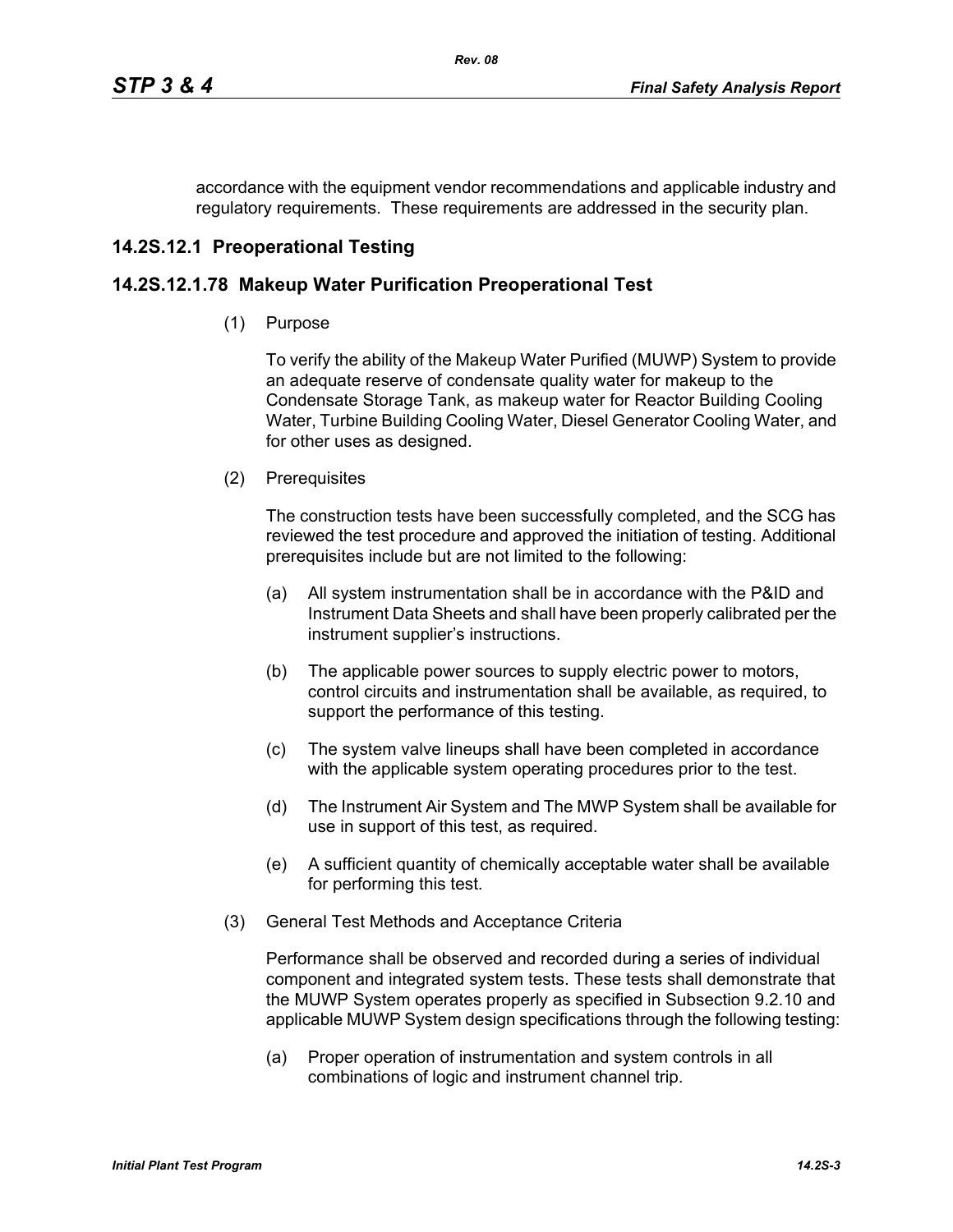accordance with the equipment vendor recommendations and applicable industry and regulatory requirements. These requirements are addressed in the security plan.

## 14.2S.12.1 Preoperational Testing

## 14.2S.12.1.78 Makeup Water Purification Preoperational Test

(1) Purpose

To verify the ability of the Makeup Water Purified (MUWP) System to provide an adequate reserve of condensate quality water for makeup to the Condensate Storage Tank, as makeup water for Reactor Building Cooling Water, Turbine Building Cooling Water, Diesel Generator Cooling Water, and for other uses as designed.

(2) Prerequisites

The construction tests have been successfully completed, and the SCG has reviewed the test procedure and approved the initiation of testing. Additional prerequisites include but are not limited to the following:

(a) All system instrumentation shall be in accordance with the P&ID and Instrument Data Sheets and shall have been properly calibrated per the instrument supplier's instructions.

(b) The applicable power sources to supply electric power to motors, control circuits and instrumentation shall be available, as required, to support the performance of this testing.

(c) The system valve lineups shall have been completed in accordance with the applicable system operating procedures prior to the test.

(d) The Instrument Air System and The MWP System shall be available for use in support of this test, as required.

(e) A sufficient quantity of chemically acceptable water shall be available for performing this test.

(3) General Test Methods and Acceptance Criteria

Performance shall be observed and recorded during a series of individual component and integrated system tests. These tests shall demonstrate that the MUWP System operates properly as specified in Subsection 9.2.10 and applicable MUWP System design specifications through the following testing:

(a) Proper operation of instrumentation and system controls in all combinations of logic and instrument channel trip.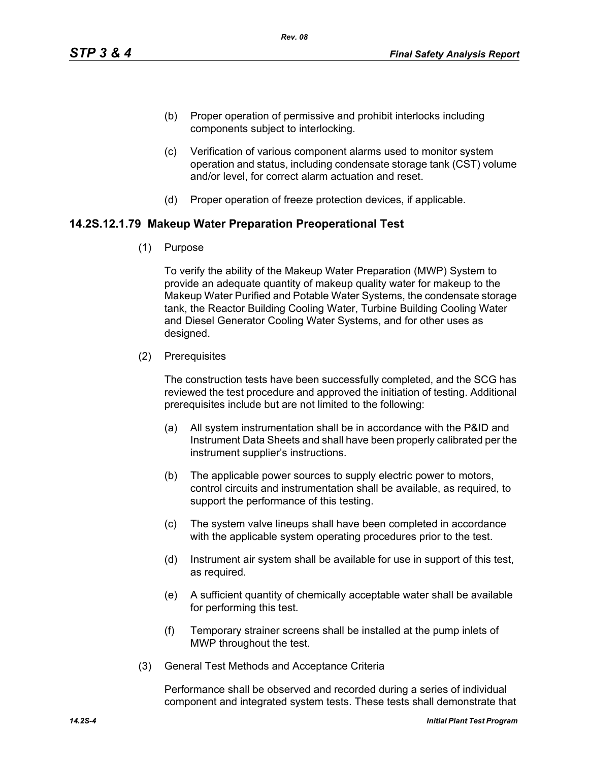(b) Proper operation of permissive and prohibit interlocks including components subject to interlocking.

(c) Verification of various component alarms used to monitor system operation and status, including condensate storage tank (CST) volume and/or level, for correct alarm actuation and reset.

(d) Proper operation of freeze protection devices, if applicable.

### 14.2S.12.1.79 Makeup Water Preparation Preoperational Test

(1) Purpose

To verify the ability of the Makeup Water Preparation (MWP) System to provide an adequate quantity of makeup quality water for makeup to the Makeup Water Purified and Potable Water Systems, the condensate storage tank, the Reactor Building Cooling Water, Turbine Building Cooling Water and Diesel Generator Cooling Water Systems, and for other uses as designed.

(2) Prerequisites

The construction tests have been successfully completed, and the SCG has reviewed the test procedure and approved the initiation of testing. Additional prerequisites include but are not limited to the following:

(a) All system instrumentation shall be in accordance with the P&ID and Instrument Data Sheets and shall have been properly calibrated per the instrument supplier's instructions.

(b) The applicable power sources to supply electric power to motors, control circuits and instrumentation shall be available, as required, to support the performance of this testing.

(c) The system valve lineups shall have been completed in accordance with the applicable system operating procedures prior to the test.

(d) Instrument air system shall be available for use in support of this test, as required.

(e) A sufficient quantity of chemically acceptable water shall be available for performing this test.

(f) Temporary strainer screens shall be installed at the pump inlets of MWP throughout the test.

(3) General Test Methods and Acceptance Criteria

Performance shall be observed and recorded during a series of individual component and integrated system tests. These tests shall demonstrate that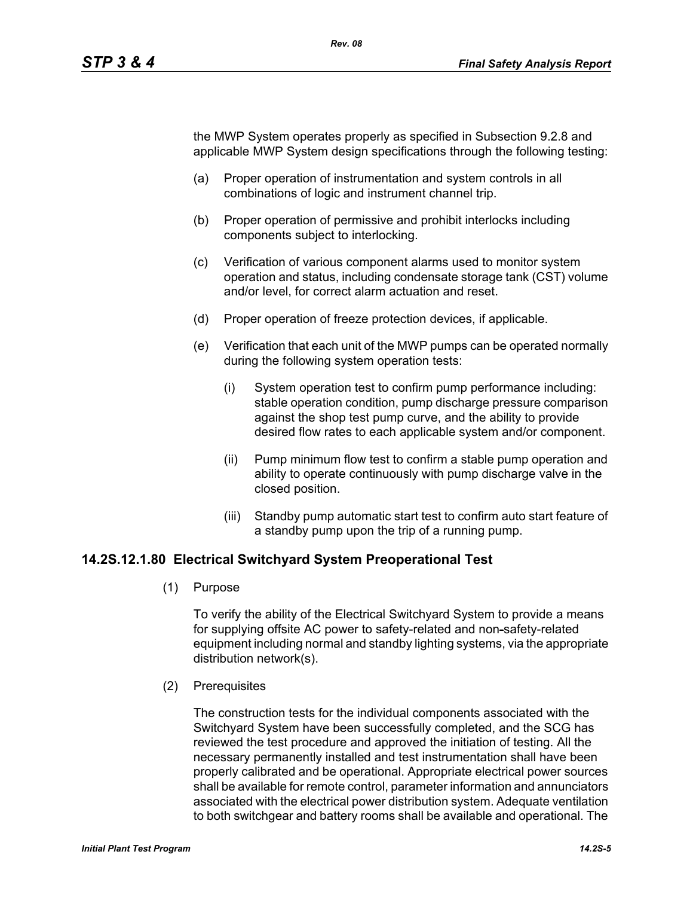the MWP System operates properly as specified in Subsection 9.2.8 and applicable MWP System design specifications through the following testing:

(a) Proper operation of instrumentation and system controls in all combinations of logic and instrument channel trip.

(b) Proper operation of permissive and prohibit interlocks including components subject to interlocking.

(c) Verification of various component alarms used to monitor system operation and status, including condensate storage tank (CST) volume and/or level, for correct alarm actuation and reset.

(d) Proper operation of freeze protection devices, if applicable.

(e) Verification that each unit of the MWP pumps can be operated normally during the following system operation tests:

   (i) System operation test to confirm pump performance including: stable operation condition, pump discharge pressure comparison against the shop test pump curve, and the ability to provide desired flow rates to each applicable system and/or component.

   (ii) Pump minimum flow test to confirm a stable pump operation and ability to operate continuously with pump discharge valve in the closed position.

   (iii) Standby pump automatic start test to confirm auto start feature of a standby pump upon the trip of a running pump.

### 14.2S.12.1.80 Electrical Switchyard System Preoperational Test

(1) Purpose

To verify the ability of the Electrical Switchyard System to provide a means for supplying offsite AC power to safety-related and non-safety-related equipment including normal and standby lighting systems, via the appropriate distribution network(s).

(2) Prerequisites

The construction tests for the individual components associated with the Switchyard System have been successfully completed, and the SCG has reviewed the test procedure and approved the initiation of testing. All the necessary permanently installed and test instrumentation shall have been properly calibrated and be operational. Appropriate electrical power sources shall be available for remote control, parameter information and annunciators associated with the electrical power distribution system. Adequate ventilation to both switchgear and battery rooms shall be available and operational. The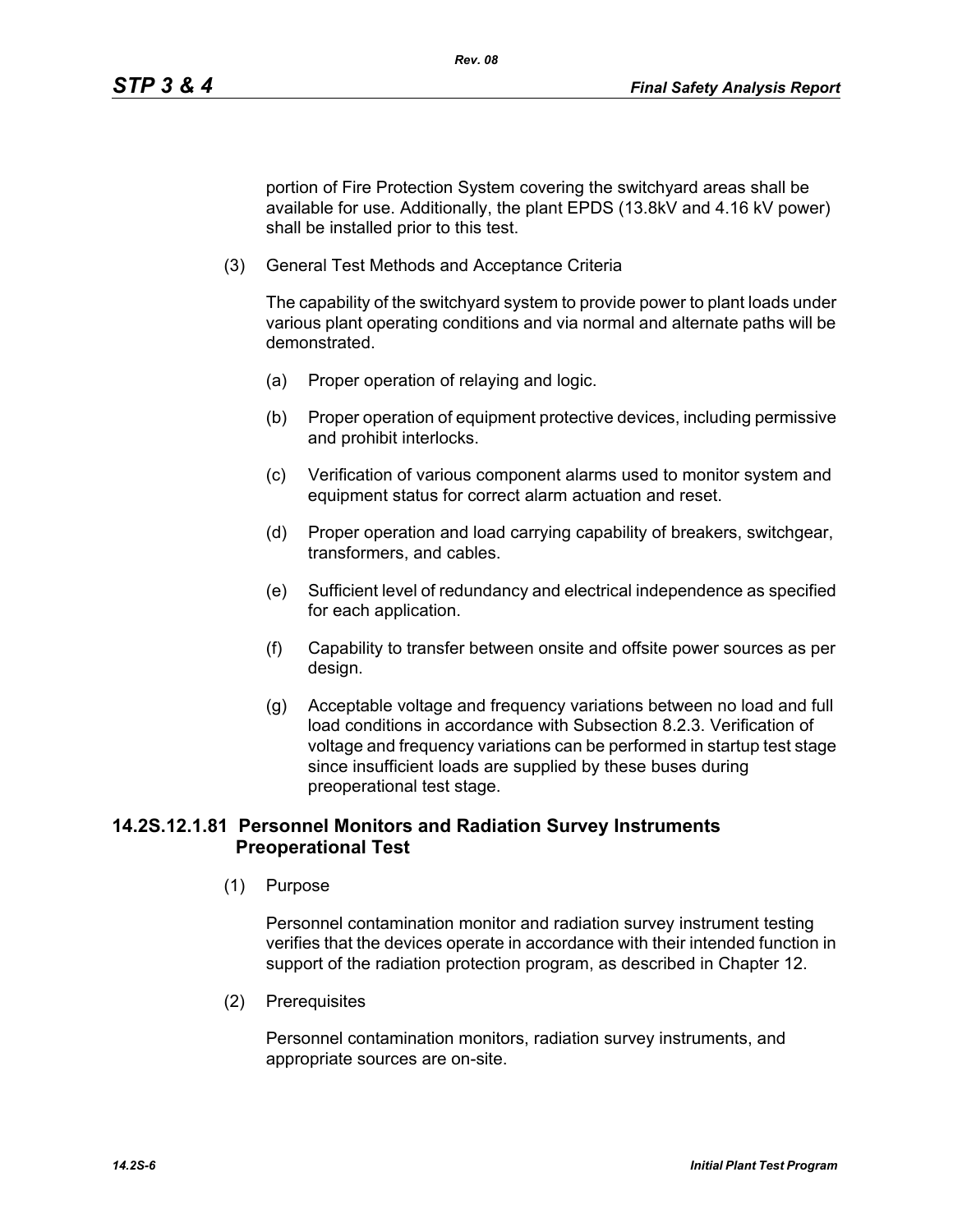portion of Fire Protection System covering the switchyard areas shall be available for use. Additionally, the plant EPDS (13.8kV and 4.16 kV power) shall be installed prior to this test.

(3) General Test Methods and Acceptance Criteria

The capability of the switchyard system to provide power to plant loads under various plant operating conditions and via normal and alternate paths will be demonstrated.

(a) Proper operation of relaying and logic.

(b) Proper operation of equipment protective devices, including permissive and prohibit interlocks.

(c) Verification of various component alarms used to monitor system and equipment status for correct alarm actuation and reset.

(d) Proper operation and load carrying capability of breakers, switchgear, transformers, and cables.

(e) Sufficient level of redundancy and electrical independence as specified for each application.

(f) Capability to transfer between onsite and offsite power sources as per design.

(g) Acceptable voltage and frequency variations between no load and full load conditions in accordance with Subsection 8.2.3. Verification of voltage and frequency variations can be performed in startup test stage since insufficient loads are supplied by these buses during preoperational test stage.

### 14.2S.12.1.81 Personnel Monitors and Radiation Survey Instruments Preoperational Test

(1) Purpose

Personnel contamination monitor and radiation survey instrument testing verifies that the devices operate in accordance with their intended function in support of the radiation protection program, as described in Chapter 12.

(2) Prerequisites

Personnel contamination monitors, radiation survey instruments, and appropriate sources are on-site.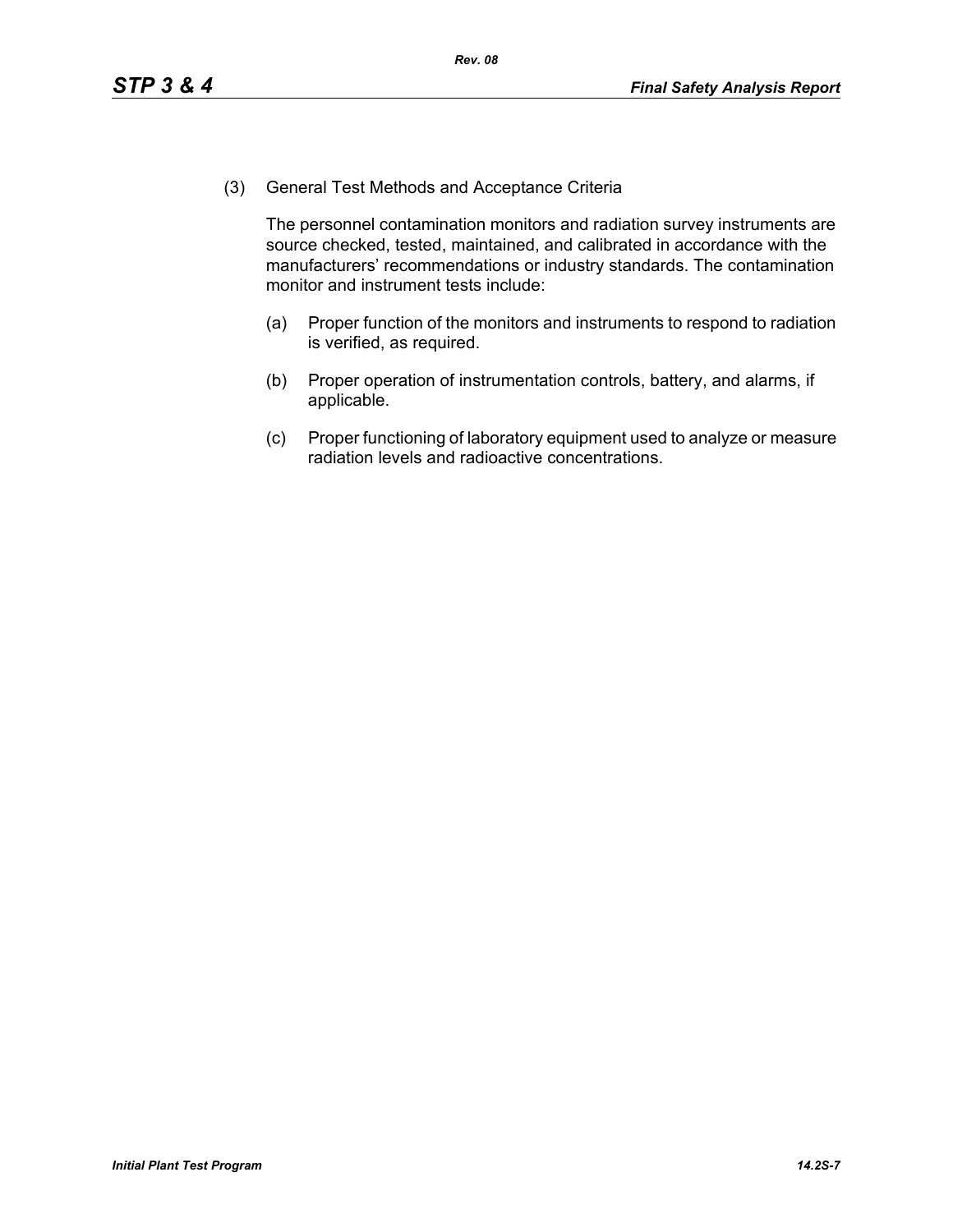(3) General Test Methods and Acceptance Criteria

The personnel contamination monitors and radiation survey instruments are source checked, tested, maintained, and calibrated in accordance with the manufacturers' recommendations or industry standards. The contamination monitor and instrument tests include:

(a) Proper function of the monitors and instruments to respond to radiation is verified, as required.

(b) Proper operation of instrumentation controls, battery, and alarms, if applicable.

(c) Proper functioning of laboratory equipment used to analyze or measure radiation levels and radioactive concentrations.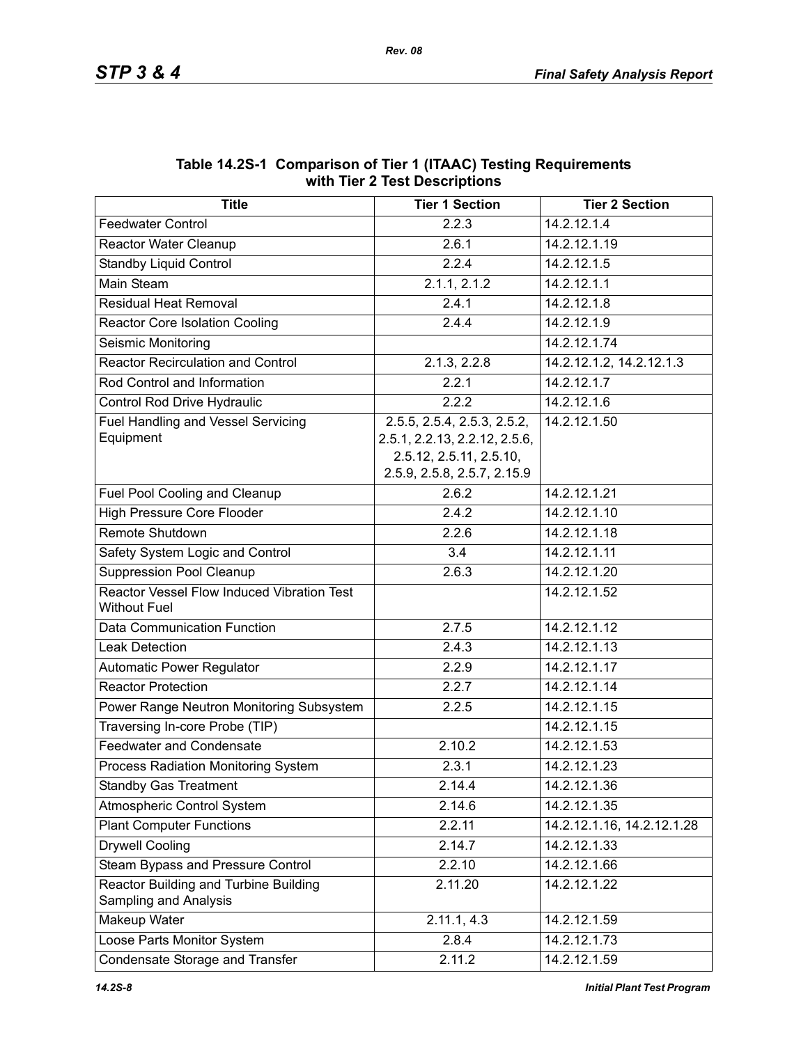**Table 14.2S-1 Comparison of Tier 1 (ITAAC) Testing Requirements with Tier 2 Test Descriptions**

| Title | Tier 1 Section | Tier 2 Section |
|---|---|---|
| Feedwater Control | 2.2.3 | 14.2.12.1.4 |
| Reactor Water Cleanup | 2.6.1 | 14.2.12.1.19 |
| Standby Liquid Control | 2.2.4 | 14.2.12.1.5 |
| Main Steam | 2.1.1, 2.1.2 | 14.2.12.1.1 |
| Residual Heat Removal | 2.4.1 | 14.2.12.1.8 |
| Reactor Core Isolation Cooling | 2.4.4 | 14.2.12.1.9 |
| Seismic Monitoring | | 14.2.12.1.74 |
| Reactor Recirculation and Control | 2.1.3, 2.2.8 | 14.2.12.1.2, 14.2.12.1.3 |
| Rod Control and Information | 2.2.1 | 14.2.12.1.7 |
| Control Rod Drive Hydraulic | 2.2.2 | 14.2.12.1.6 |
| Fuel Handling and Vessel Servicing Equipment | 2.5.5, 2.5.4, 2.5.3, 2.5.2, 2.5.1, 2.2.13, 2.2.12, 2.5.6, 2.5.12, 2.5.11, 2.5.10, 2.5.9, 2.5.8, 2.5.7, 2.15.9 | 14.2.12.1.50 |
| Fuel Pool Cooling and Cleanup | 2.6.2 | 14.2.12.1.21 |
| High Pressure Core Flooder | 2.4.2 | 14.2.12.1.10 |
| Remote Shutdown | 2.2.6 | 14.2.12.1.18 |
| Safety System Logic and Control | 3.4 | 14.2.12.1.11 |
| Suppression Pool Cleanup | 2.6.3 | 14.2.12.1.20 |
| Reactor Vessel Flow Induced Vibration Test Without Fuel | | 14.2.12.1.52 |
| Data Communication Function | 2.7.5 | 14.2.12.1.12 |
| Leak Detection | 2.4.3 | 14.2.12.1.13 |
| Automatic Power Regulator | 2.2.9 | 14.2.12.1.17 |
| Reactor Protection | 2.2.7 | 14.2.12.1.14 |
| Power Range Neutron Monitoring Subsystem | 2.2.5 | 14.2.12.1.15 |
| Traversing In-core Probe (TIP) | | 14.2.12.1.15 |
| Feedwater and Condensate | 2.10.2 | 14.2.12.1.53 |
| Process Radiation Monitoring System | 2.3.1 | 14.2.12.1.23 |
| Standby Gas Treatment | 2.14.4 | 14.2.12.1.36 |
| Atmospheric Control System | 2.14.6 | 14.2.12.1.35 |
| Plant Computer Functions | 2.2.11 | 14.2.12.1.16, 14.2.12.1.28 |
| Drywell Cooling | 2.14.7 | 14.2.12.1.33 |
| Steam Bypass and Pressure Control | 2.2.10 | 14.2.12.1.66 |
| Reactor Building and Turbine Building Sampling and Analysis | 2.11.20 | 14.2.12.1.22 |
| Makeup Water | 2.11.1, 4.3 | 14.2.12.1.59 |
| Loose Parts Monitor System | 2.8.4 | 14.2.12.1.73 |
| Condensate Storage and Transfer | 2.11.2 | 14.2.12.1.59 |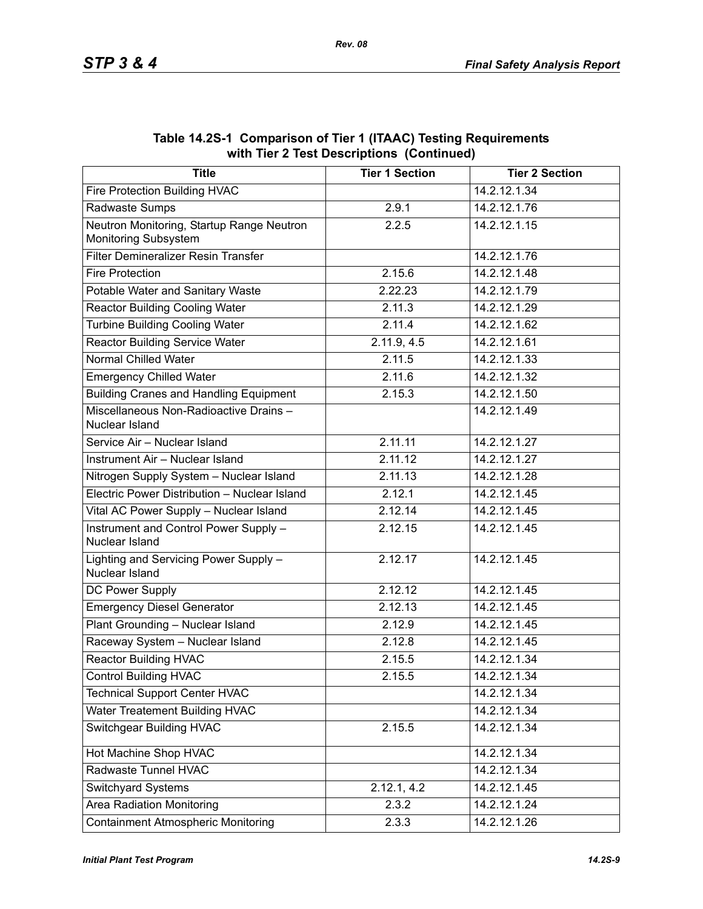**Table 14.2S-1 Comparison of Tier 1 (ITAAC) Testing Requirements with Tier 2 Test Descriptions (Continued)**

| Title | Tier 1 Section | Tier 2 Section |
|---|---|---|
| Fire Protection Building HVAC | | 14.2.12.1.34 |
| Radwaste Sumps | 2.9.1 | 14.2.12.1.76 |
| Neutron Monitoring, Startup Range Neutron Monitoring Subsystem | 2.2.5 | 14.2.12.1.15 |
| Filter Demineralizer Resin Transfer | | 14.2.12.1.76 |
| Fire Protection | 2.15.6 | 14.2.12.1.48 |
| Potable Water and Sanitary Waste | 2.22.23 | 14.2.12.1.79 |
| Reactor Building Cooling Water | 2.11.3 | 14.2.12.1.29 |
| Turbine Building Cooling Water | 2.11.4 | 14.2.12.1.62 |
| Reactor Building Service Water | 2.11.9, 4.5 | 14.2.12.1.61 |
| Normal Chilled Water | 2.11.5 | 14.2.12.1.33 |
| Emergency Chilled Water | 2.11.6 | 14.2.12.1.32 |
| Building Cranes and Handling Equipment | 2.15.3 | 14.2.12.1.50 |
| Miscellaneous Non-Radioactive Drains – Nuclear Island | | 14.2.12.1.49 |
| Service Air – Nuclear Island | 2.11.11 | 14.2.12.1.27 |
| Instrument Air – Nuclear Island | 2.11.12 | 14.2.12.1.27 |
| Nitrogen Supply System – Nuclear Island | 2.11.13 | 14.2.12.1.28 |
| Electric Power Distribution – Nuclear Island | 2.12.1 | 14.2.12.1.45 |
| Vital AC Power Supply – Nuclear Island | 2.12.14 | 14.2.12.1.45 |
| Instrument and Control Power Supply – Nuclear Island | 2.12.15 | 14.2.12.1.45 |
| Lighting and Servicing Power Supply – Nuclear Island | 2.12.17 | 14.2.12.1.45 |
| DC Power Supply | 2.12.12 | 14.2.12.1.45 |
| Emergency Diesel Generator | 2.12.13 | 14.2.12.1.45 |
| Plant Grounding – Nuclear Island | 2.12.9 | 14.2.12.1.45 |
| Raceway System – Nuclear Island | 2.12.8 | 14.2.12.1.45 |
| Reactor Building HVAC | 2.15.5 | 14.2.12.1.34 |
| Control Building HVAC | 2.15.5 | 14.2.12.1.34 |
| Technical Support Center HVAC | | 14.2.12.1.34 |
| Water Treatement Building HVAC | | 14.2.12.1.34 |
| Switchgear Building HVAC | 2.15.5 | 14.2.12.1.34 |
| Hot Machine Shop HVAC | | 14.2.12.1.34 |
| Radwaste Tunnel HVAC | | 14.2.12.1.34 |
| Switchyard Systems | 2.12.1, 4.2 | 14.2.12.1.45 |
| Area Radiation Monitoring | 2.3.2 | 14.2.12.1.24 |
| Containment Atmospheric Monitoring | 2.3.3 | 14.2.12.1.26 |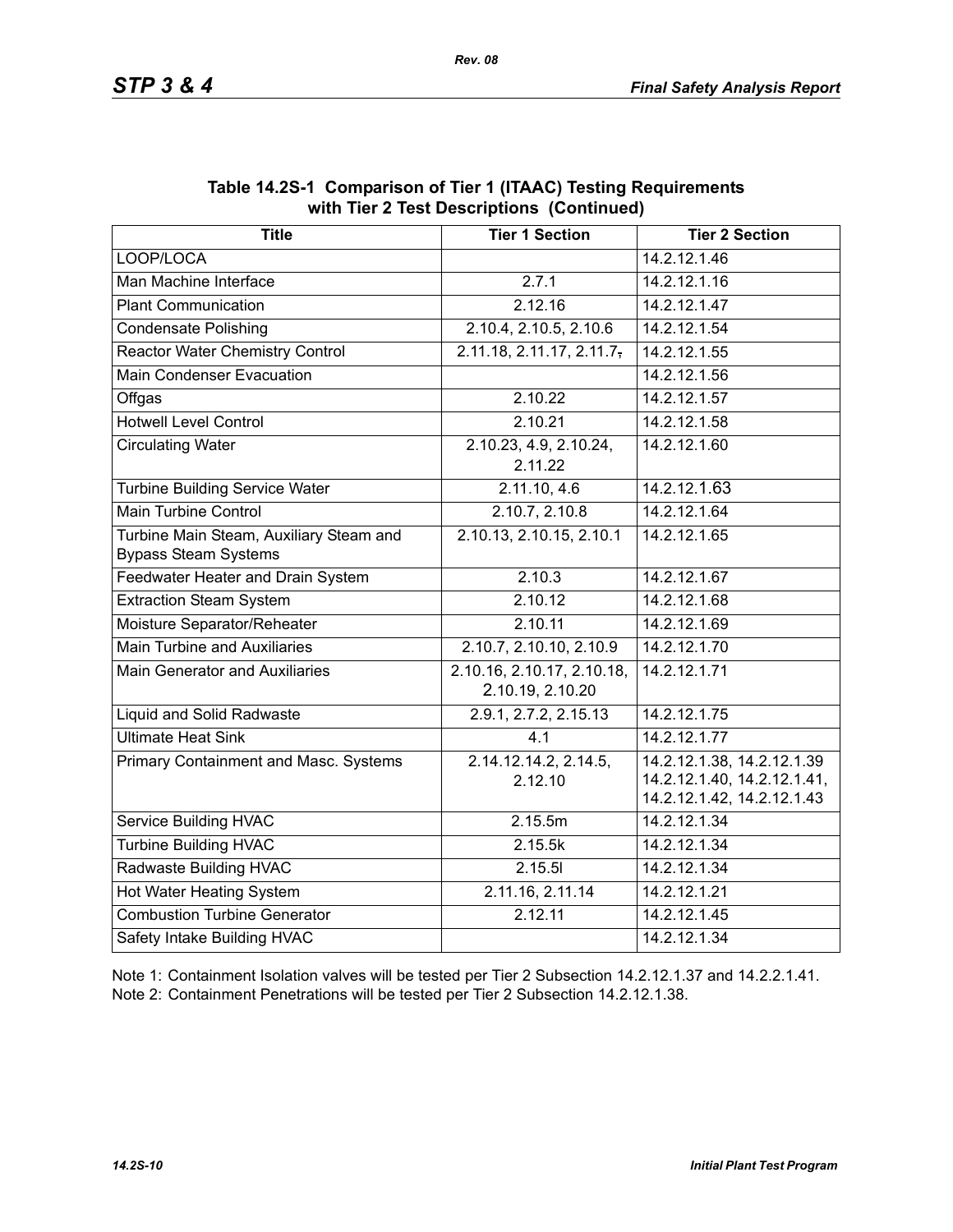**Table 14.2S-1 Comparison of Tier 1 (ITAAC) Testing Requirements with Tier 2 Test Descriptions (Continued)**

| Title | Tier 1 Section | Tier 2 Section |
|---|---|---|
| LOOP/LOCA | | 14.2.12.1.46 |
| Man Machine Interface | 2.7.1 | 14.2.12.1.16 |
| Plant Communication | 2.12.16 | 14.2.12.1.47 |
| Condensate Polishing | 2.10.4, 2.10.5, 2.10.6 | 14.2.12.1.54 |
| Reactor Water Chemistry Control | 2.11.18, 2.11.17, 2.11.7, | 14.2.12.1.55 |
| Main Condenser Evacuation | | 14.2.12.1.56 |
| Offgas | 2.10.22 | 14.2.12.1.57 |
| Hotwell Level Control | 2.10.21 | 14.2.12.1.58 |
| Circulating Water | 2.10.23, 4.9, 2.10.24, 2.11.22 | 14.2.12.1.60 |
| Turbine Building Service Water | 2.11.10, 4.6 | 14.2.12.1.63 |
| Main Turbine Control | 2.10.7, 2.10.8 | 14.2.12.1.64 |
| Turbine Main Steam, Auxiliary Steam and Bypass Steam Systems | 2.10.13, 2.10.15, 2.10.1 | 14.2.12.1.65 |
| Feedwater Heater and Drain System | 2.10.3 | 14.2.12.1.67 |
| Extraction Steam System | 2.10.12 | 14.2.12.1.68 |
| Moisture Separator/Reheater | 2.10.11 | 14.2.12.1.69 |
| Main Turbine and Auxiliaries | 2.10.7, 2.10.10, 2.10.9 | 14.2.12.1.70 |
| Main Generator and Auxiliaries | 2.10.16, 2.10.17, 2.10.18, 2.10.19, 2.10.20 | 14.2.12.1.71 |
| Liquid and Solid Radwaste | 2.9.1, 2.7.2, 2.15.13 | 14.2.12.1.75 |
| Ultimate Heat Sink | 4.1 | 14.2.12.1.77 |
| Primary Containment and Masc. Systems | 2.14.12.14.2, 2.14.5, 2.12.10 | 14.2.12.1.38, 14.2.12.1.39 14.2.12.1.40, 14.2.12.1.41, 14.2.12.1.42, 14.2.12.1.43 |
| Service Building HVAC | 2.15.5m | 14.2.12.1.34 |
| Turbine Building HVAC | 2.15.5k | 14.2.12.1.34 |
| Radwaste Building HVAC | 2.15.5l | 14.2.12.1.34 |
| Hot Water Heating System | 2.11.16, 2.11.14 | 14.2.12.1.21 |
| Combustion Turbine Generator | 2.12.11 | 14.2.12.1.45 |
| Safety Intake Building HVAC | | 14.2.12.1.34 |

Note 1: Containment Isolation valves will be tested per Tier 2 Subsection 14.2.12.1.37 and 14.2.2.1.41.

Note 2: Containment Penetrations will be tested per Tier 2 Subsection 14.2.12.1.38.